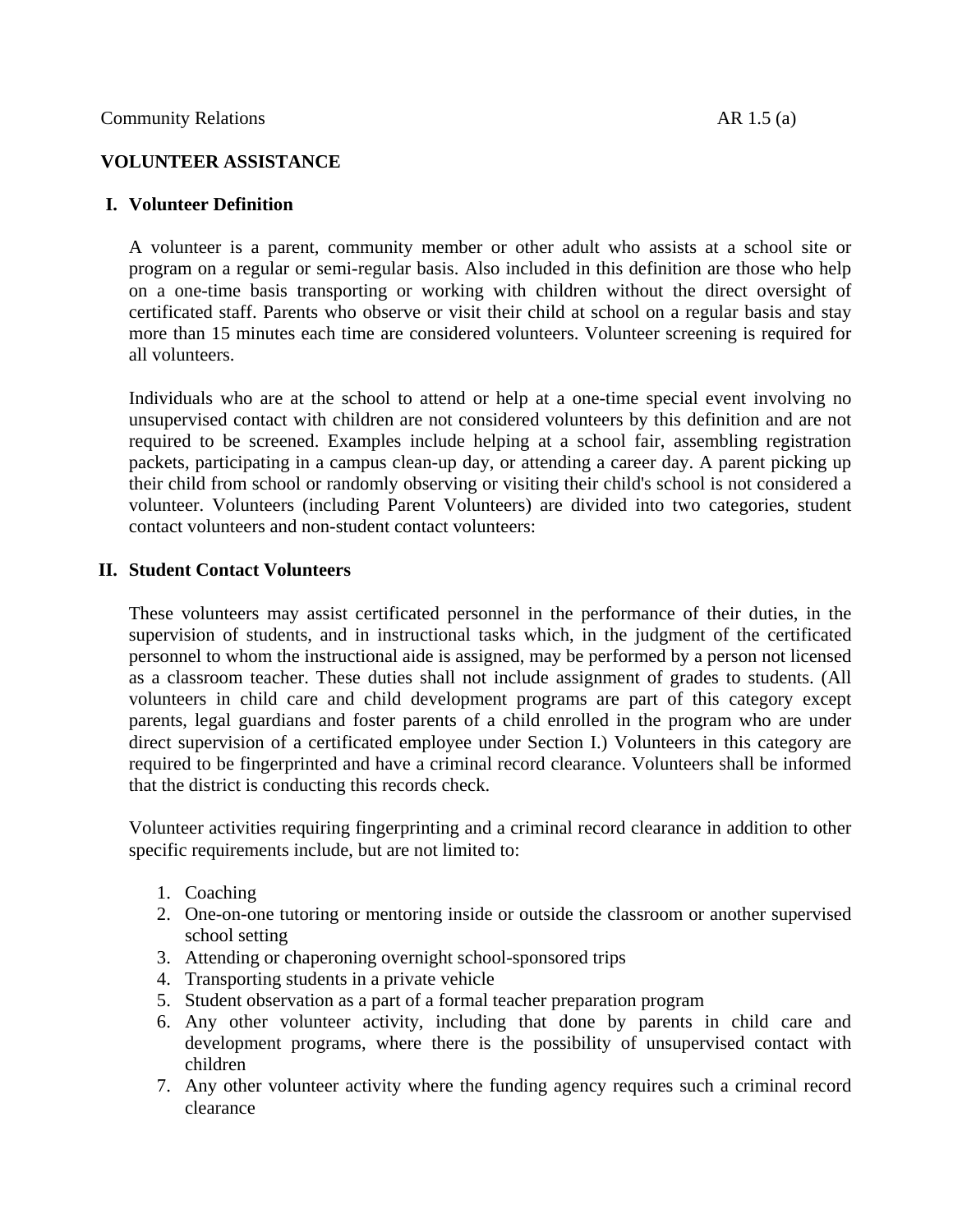Community Relations AR 1.5 (a)

**VOLUNTEER ASSISTANCE**

## I. Volunteer Definition

A volunteer is a parent, community member or other adult who assists at a school site or program on a regular or semi-regular basis. Also included in this definition are those who help on a one-time basis transporting or working with children without the direct oversight of certificated staff. Parents who observe or visit their child at school on a regular basis and stay more than 15 minutes each time are considered volunteers. Volunteer screening is required for all volunteers.

Individuals who are at the school to attend or help at a one-time special event involving no unsupervised contact with children are not considered volunteers by this definition and are not required to be screened. Examples include helping at a school fair, assembling registration packets, participating in a campus clean-up day, or attending a career day. A parent picking up their child from school or randomly observing or visiting their child's school is not considered a volunteer. Volunteers (including Parent Volunteers) are divided into two categories, student contact volunteers and non-student contact volunteers:

## II. Student Contact Volunteers

These volunteers may assist certificated personnel in the performance of their duties, in the supervision of students, and in instructional tasks which, in the judgment of the certificated personnel to whom the instructional aide is assigned, may be performed by a person not licensed as a classroom teacher. These duties shall not include assignment of grades to students. (All volunteers in child care and child development programs are part of this category except parents, legal guardians and foster parents of a child enrolled in the program who are under direct supervision of a certificated employee under Section I.) Volunteers in this category are required to be fingerprinted and have a criminal record clearance. Volunteers shall be informed that the district is conducting this records check.

Volunteer activities requiring fingerprinting and a criminal record clearance in addition to other specific requirements include, but are not limited to:

1. Coaching
2. One-on-one tutoring or mentoring inside or outside the classroom or another supervised school setting
3. Attending or chaperoning overnight school-sponsored trips
4. Transporting students in a private vehicle
5. Student observation as a part of a formal teacher preparation program
6. Any other volunteer activity, including that done by parents in child care and development programs, where there is the possibility of unsupervised contact with children
7. Any other volunteer activity where the funding agency requires such a criminal record clearance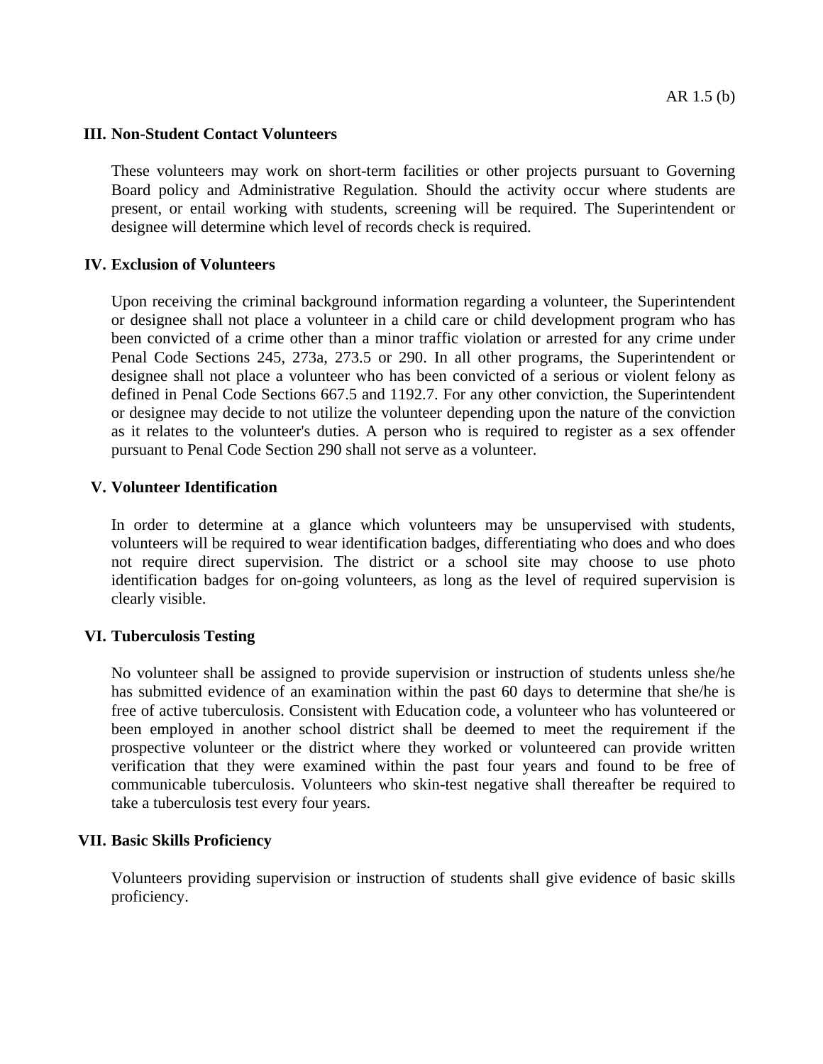### III. Non-Student Contact Volunteers

These volunteers may work on short-term facilities or other projects pursuant to Governing Board policy and Administrative Regulation. Should the activity occur where students are present, or entail working with students, screening will be required. The Superintendent or designee will determine which level of records check is required.

### IV. Exclusion of Volunteers

Upon receiving the criminal background information regarding a volunteer, the Superintendent or designee shall not place a volunteer in a child care or child development program who has been convicted of a crime other than a minor traffic violation or arrested for any crime under Penal Code Sections 245, 273a, 273.5 or 290. In all other programs, the Superintendent or designee shall not place a volunteer who has been convicted of a serious or violent felony as defined in Penal Code Sections 667.5 and 1192.7. For any other conviction, the Superintendent or designee may decide to not utilize the volunteer depending upon the nature of the conviction as it relates to the volunteer's duties. A person who is required to register as a sex offender pursuant to Penal Code Section 290 shall not serve as a volunteer.

### V. Volunteer Identification

In order to determine at a glance which volunteers may be unsupervised with students, volunteers will be required to wear identification badges, differentiating who does and who does not require direct supervision. The district or a school site may choose to use photo identification badges for on-going volunteers, as long as the level of required supervision is clearly visible.

### VI. Tuberculosis Testing

No volunteer shall be assigned to provide supervision or instruction of students unless she/he has submitted evidence of an examination within the past 60 days to determine that she/he is free of active tuberculosis. Consistent with Education code, a volunteer who has volunteered or been employed in another school district shall be deemed to meet the requirement if the prospective volunteer or the district where they worked or volunteered can provide written verification that they were examined within the past four years and found to be free of communicable tuberculosis. Volunteers who skin-test negative shall thereafter be required to take a tuberculosis test every four years.

### VII. Basic Skills Proficiency

Volunteers providing supervision or instruction of students shall give evidence of basic skills proficiency.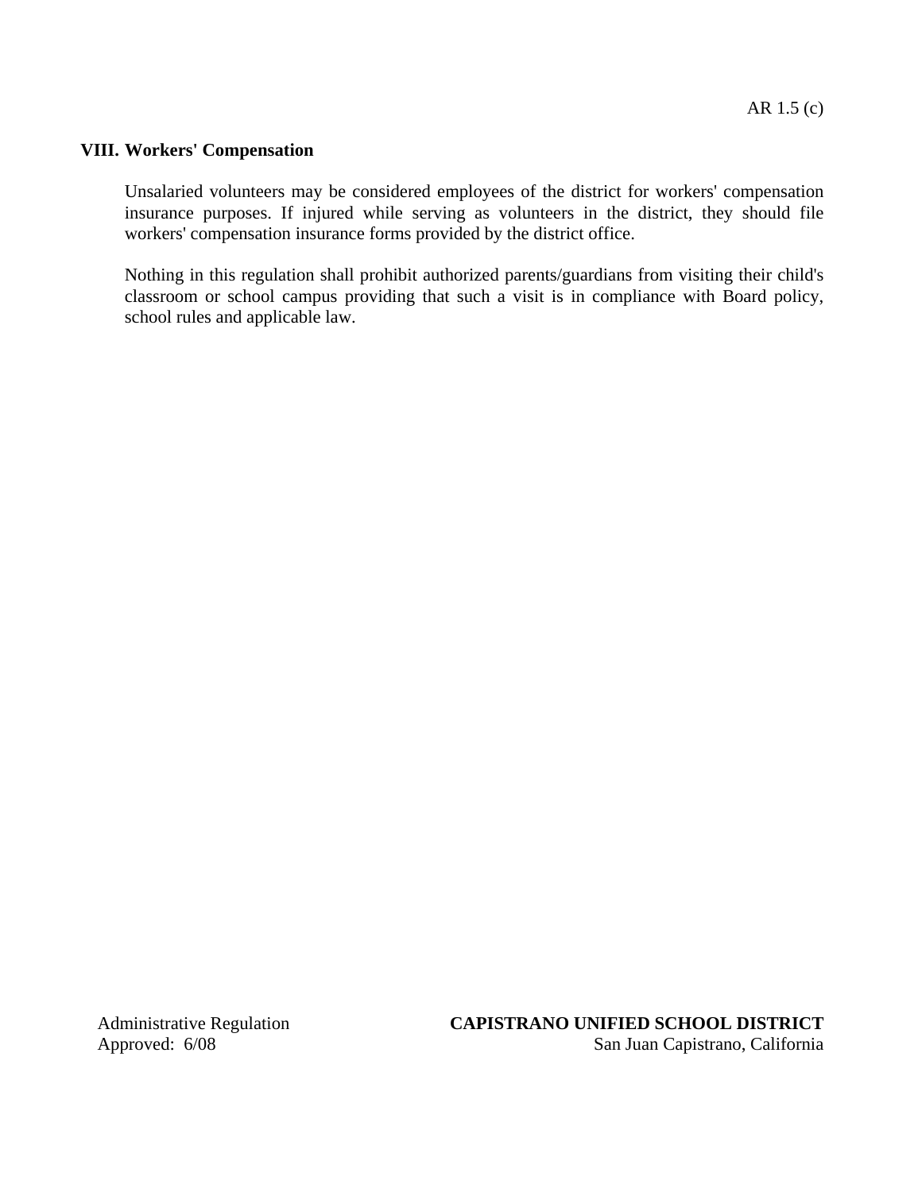## VIII. Workers' Compensation

Unsalaried volunteers may be considered employees of the district for workers' compensation insurance purposes. If injured while serving as volunteers in the district, they should file workers' compensation insurance forms provided by the district office.

Nothing in this regulation shall prohibit authorized parents/guardians from visiting their child's classroom or school campus providing that such a visit is in compliance with Board policy, school rules and applicable law.